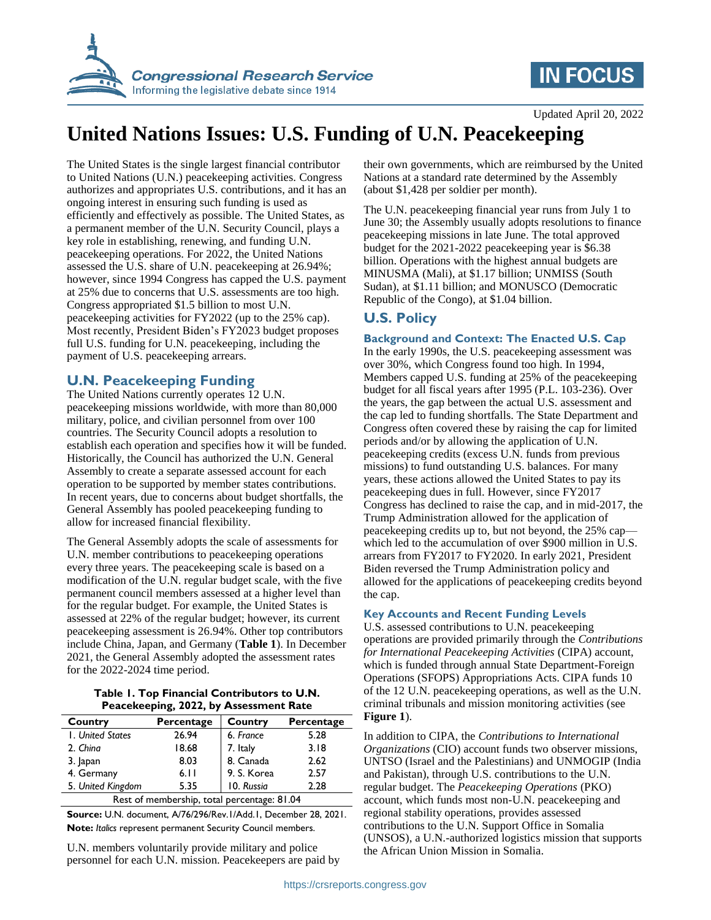Updated April 20, 2022

# United Nations Issues: U.S. Funding of U.N. Peacekeeping

The United States is the single largest financial contributor to United Nations (U.N.) peacekeeping activities. Congress authorizes and appropriates U.S. contributions, and it has an ongoing interest in ensuring such funding is used as efficiently and effectively as possible. The United States, as a permanent member of the U.N. Security Council, plays a key role in establishing, renewing, and funding U.N. peacekeeping operations. For 2022, the United Nations assessed the U.S. share of U.N. peacekeeping at 26.94%; however, since 1994 Congress has capped the U.S. payment at 25% due to concerns that U.S. assessments are too high. Congress appropriated $1.5 billion to most U.N. peacekeeping activities for FY2022 (up to the 25% cap). Most recently, President Biden's FY2023 budget proposes full U.S. funding for U.N. peacekeeping, including the payment of U.S. peacekeeping arrears.

## U.N. Peacekeeping Funding

The United Nations currently operates 12 U.N. peacekeeping missions worldwide, with more than 80,000 military, police, and civilian personnel from over 100 countries. The Security Council adopts a resolution to establish each operation and specifies how it will be funded. Historically, the Council has authorized the U.N. General Assembly to create a separate assessed account for each operation to be supported by member states contributions. In recent years, due to concerns about budget shortfalls, the General Assembly has pooled peacekeeping funding to allow for increased financial flexibility.

The General Assembly adopts the scale of assessments for U.N. member contributions to peacekeeping operations every three years. The peacekeeping scale is based on a modification of the U.N. regular budget scale, with the five permanent council members assessed at a higher level than for the regular budget. For example, the United States is assessed at 22% of the regular budget; however, its current peacekeeping assessment is 26.94%. Other top contributors include China, Japan, and Germany (**Table 1**). In December 2021, the General Assembly adopted the assessment rates for the 2022-2024 time period.

**Table 1. Top Financial Contributors to U.N. Peacekeeping, 2022, by Assessment Rate**

| Country | Percentage | Country | Percentage |
|---|---|---|---|
| 1. *United States* | 26.94 | 6. *France* | 5.28 |
| 2. *China* | 18.68 | 7. Italy | 3.18 |
| 3. Japan | 8.03 | 8. Canada | 2.62 |
| 4. Germany | 6.11 | 9. S. Korea | 2.57 |
| 5. *United Kingdom* | 5.35 | 10. *Russia* | 2.28 |
| Rest of membership, total percentage: 81.04 | | | |

**Source:** U.N. document, A/76/296/Rev.1/Add.1, December 28, 2021.

**Note:** *Italics* represent permanent Security Council members.

U.N. members voluntarily provide military and police personnel for each U.N. mission. Peacekeepers are paid by their own governments, which are reimbursed by the United Nations at a standard rate determined by the Assembly (about $1,428 per soldier per month).

The U.N. peacekeeping financial year runs from July 1 to June 30; the Assembly usually adopts resolutions to finance peacekeeping missions in late June. The total approved budget for the 2021-2022 peacekeeping year is $6.38 billion. Operations with the highest annual budgets are MINUSMA (Mali), at $1.17 billion; UNMISS (South Sudan), at $1.11 billion; and MONUSCO (Democratic Republic of the Congo), at $1.04 billion.

## U.S. Policy

### Background and Context: The Enacted U.S. Cap

In the early 1990s, the U.S. peacekeeping assessment was over 30%, which Congress found too high. In 1994, Members capped U.S. funding at 25% of the peacekeeping budget for all fiscal years after 1995 (P.L. 103-236). Over the years, the gap between the actual U.S. assessment and the cap led to funding shortfalls. The State Department and Congress often covered these by raising the cap for limited periods and/or by allowing the application of U.N. peacekeeping credits (excess U.N. funds from previous missions) to fund outstanding U.S. balances. For many years, these actions allowed the United States to pay its peacekeeping dues in full. However, since FY2017 Congress has declined to raise the cap, and in mid-2017, the Trump Administration allowed for the application of peacekeeping credits up to, but not beyond, the 25% cap—which led to the accumulation of over $900 million in U.S. arrears from FY2017 to FY2020. In early 2021, President Biden reversed the Trump Administration policy and allowed for the applications of peacekeeping credits beyond the cap.

### Key Accounts and Recent Funding Levels

U.S. assessed contributions to U.N. peacekeeping operations are provided primarily through the *Contributions for International Peacekeeping Activities* (CIPA) account, which is funded through annual State Department-Foreign Operations (SFOPS) Appropriations Acts. CIPA funds 10 of the 12 U.N. peacekeeping operations, as well as the U.N. criminal tribunals and mission monitoring activities (see **Figure 1**).

In addition to CIPA, the *Contributions to International Organizations* (CIO) account funds two observer missions, UNTSO (Israel and the Palestinians) and UNMOGIP (India and Pakistan), through U.S. contributions to the U.N. regular budget. The *Peacekeeping Operations* (PKO) account, which funds most non-U.N. peacekeeping and regional stability operations, provides assessed contributions to the U.N. Support Office in Somalia (UNSOS), a U.N.-authorized logistics mission that supports the African Union Mission in Somalia.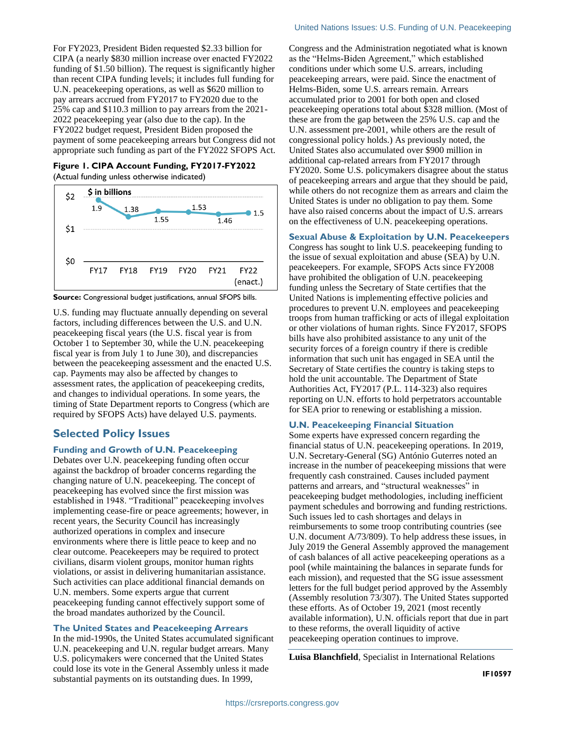For FY2023, President Biden requested $2.33 billion for CIPA (a nearly $830 million increase over enacted FY2022 funding of $1.50 billion). The request is significantly higher than recent CIPA funding levels; it includes full funding for U.N. peacekeeping operations, as well as $620 million to pay arrears accrued from FY2017 to FY2020 due to the 25% cap and $110.3 million to pay arrears from the 2021-2022 peacekeeping year (also due to the cap). In the FY2022 budget request, President Biden proposed the payment of some peacekeeping arrears but Congress did not appropriate such funding as part of the FY2022 SFOPS Act.

**Figure 1. CIPA Account Funding, FY2017-FY2022**
(Actual funding unless otherwise indicated)

| $ in billions | FY17 | FY18 | FY19 | FY20 | FY21 | FY22 (enact.) |
|---|---|---|---|---|---|---|
| CIPA | 1.9 | 1.38 | 1.55 | 1.53 | 1.46 | 1.5 |

**Source:** Congressional budget justifications, annual SFOPS bills.

U.S. funding may fluctuate annually depending on several factors, including differences between the U.S. and U.N. peacekeeping fiscal years (the U.S. fiscal year is from October 1 to September 30, while the U.N. peacekeeping fiscal year is from July 1 to June 30), and discrepancies between the peacekeeping assessment and the enacted U.S. cap. Payments may also be affected by changes to assessment rates, the application of peacekeeping credits, and changes to individual operations. In some years, the timing of State Department reports to Congress (which are required by SFOPS Acts) have delayed U.S. payments.

## Selected Policy Issues

### Funding and Growth of U.N. Peacekeeping

Debates over U.N. peacekeeping funding often occur against the backdrop of broader concerns regarding the changing nature of U.N. peacekeeping. The concept of peacekeeping has evolved since the first mission was established in 1948. "Traditional" peacekeeping involves implementing cease-fire or peace agreements; however, in recent years, the Security Council has increasingly authorized operations in complex and insecure environments where there is little peace to keep and no clear outcome. Peacekeepers may be required to protect civilians, disarm violent groups, monitor human rights violations, or assist in delivering humanitarian assistance. Such activities can place additional financial demands on U.N. members. Some experts argue that current peacekeeping funding cannot effectively support some of the broad mandates authorized by the Council.

### The United States and Peacekeeping Arrears

In the mid-1990s, the United States accumulated significant U.N. peacekeeping and U.N. regular budget arrears. Many U.S. policymakers were concerned that the United States could lose its vote in the General Assembly unless it made substantial payments on its outstanding dues. In 1999, Congress and the Administration negotiated what is known as the "Helms-Biden Agreement," which established conditions under which some U.S. arrears, including peacekeeping arrears, were paid. Since the enactment of Helms-Biden, some U.S. arrears remain. Arrears accumulated prior to 2001 for both open and closed peacekeeping operations total about $328 million. (Most of these are from the gap between the 25% U.S. cap and the U.N. assessment pre-2001, while others are the result of congressional policy holds.) As previously noted, the United States also accumulated over $900 million in additional cap-related arrears from FY2017 through FY2020. Some U.S. policymakers disagree about the status of peacekeeping arrears and argue that they should be paid, while others do not recognize them as arrears and claim the United States is under no obligation to pay them. Some have also raised concerns about the impact of U.S. arrears on the effectiveness of U.N. peacekeeping operations.

### Sexual Abuse & Exploitation by U.N. Peacekeepers

Congress has sought to link U.S. peacekeeping funding to the issue of sexual exploitation and abuse (SEA) by U.N. peacekeepers. For example, SFOPS Acts since FY2008 have prohibited the obligation of U.N. peacekeeping funding unless the Secretary of State certifies that the United Nations is implementing effective policies and procedures to prevent U.N. employees and peacekeeping troops from human trafficking or acts of illegal exploitation or other violations of human rights. Since FY2017, SFOPS bills have also prohibited assistance to any unit of the security forces of a foreign country if there is credible information that such unit has engaged in SEA until the Secretary of State certifies the country is taking steps to hold the unit accountable. The Department of State Authorities Act, FY2017 (P.L. 114-323) also requires reporting on U.N. efforts to hold perpetrators accountable for SEA prior to renewing or establishing a mission.

### U.N. Peacekeeping Financial Situation

Some experts have expressed concern regarding the financial status of U.N. peacekeeping operations. In 2019, U.N. Secretary-General (SG) António Guterres noted an increase in the number of peacekeeping missions that were frequently cash constrained. Causes included payment patterns and arrears, and "structural weaknesses" in peacekeeping budget methodologies, including inefficient payment schedules and borrowing and funding restrictions. Such issues led to cash shortages and delays in reimbursements to some troop contributing countries (see U.N. document A/73/809). To help address these issues, in July 2019 the General Assembly approved the management of cash balances of all active peacekeeping operations as a pool (while maintaining the balances in separate funds for each mission), and requested that the SG issue assessment letters for the full budget period approved by the Assembly (Assembly resolution 73/307). The United States supported these efforts. As of October 19, 2021 (most recently available information), U.N. officials report that due in part to these reforms, the overall liquidity of active peacekeeping operation continues to improve.

---

**Luisa Blanchfield**, Specialist in International Relations

**IF10597**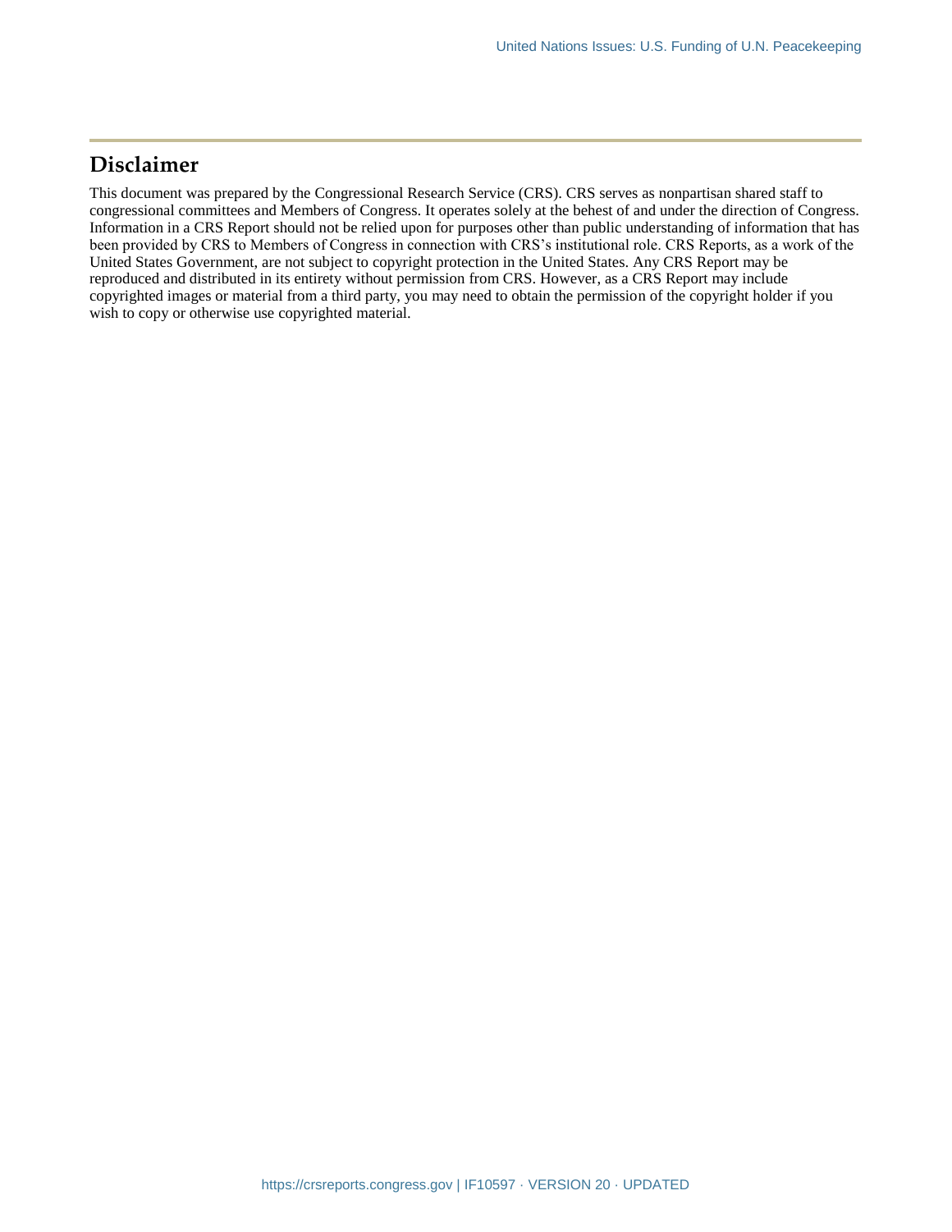## Disclaimer

This document was prepared by the Congressional Research Service (CRS). CRS serves as nonpartisan shared staff to congressional committees and Members of Congress. It operates solely at the behest of and under the direction of Congress. Information in a CRS Report should not be relied upon for purposes other than public understanding of information that has been provided by CRS to Members of Congress in connection with CRS's institutional role. CRS Reports, as a work of the United States Government, are not subject to copyright protection in the United States. Any CRS Report may be reproduced and distributed in its entirety without permission from CRS. However, as a CRS Report may include copyrighted images or material from a third party, you may need to obtain the permission of the copyright holder if you wish to copy or otherwise use copyrighted material.